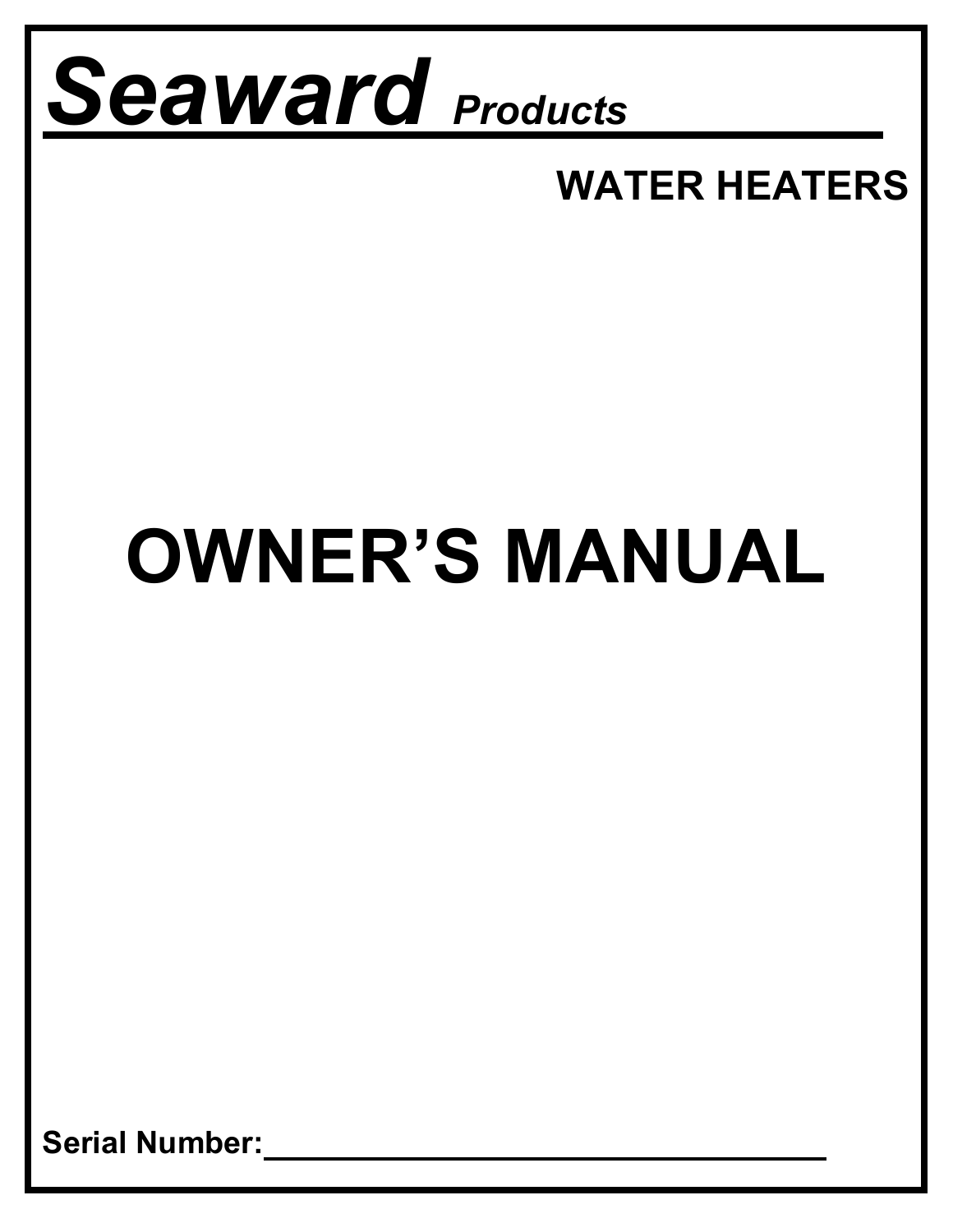# *Seaward* *Products*

## WATER HEATERS

# OWNER'S MANUAL

**Serial Number:**\_\_\_\_\_\_\_\_\_\_\_\_\_\_\_\_\_\_\_\_\_\_\_\_\_\_\_\_\_\_\_\_\_\_\_\_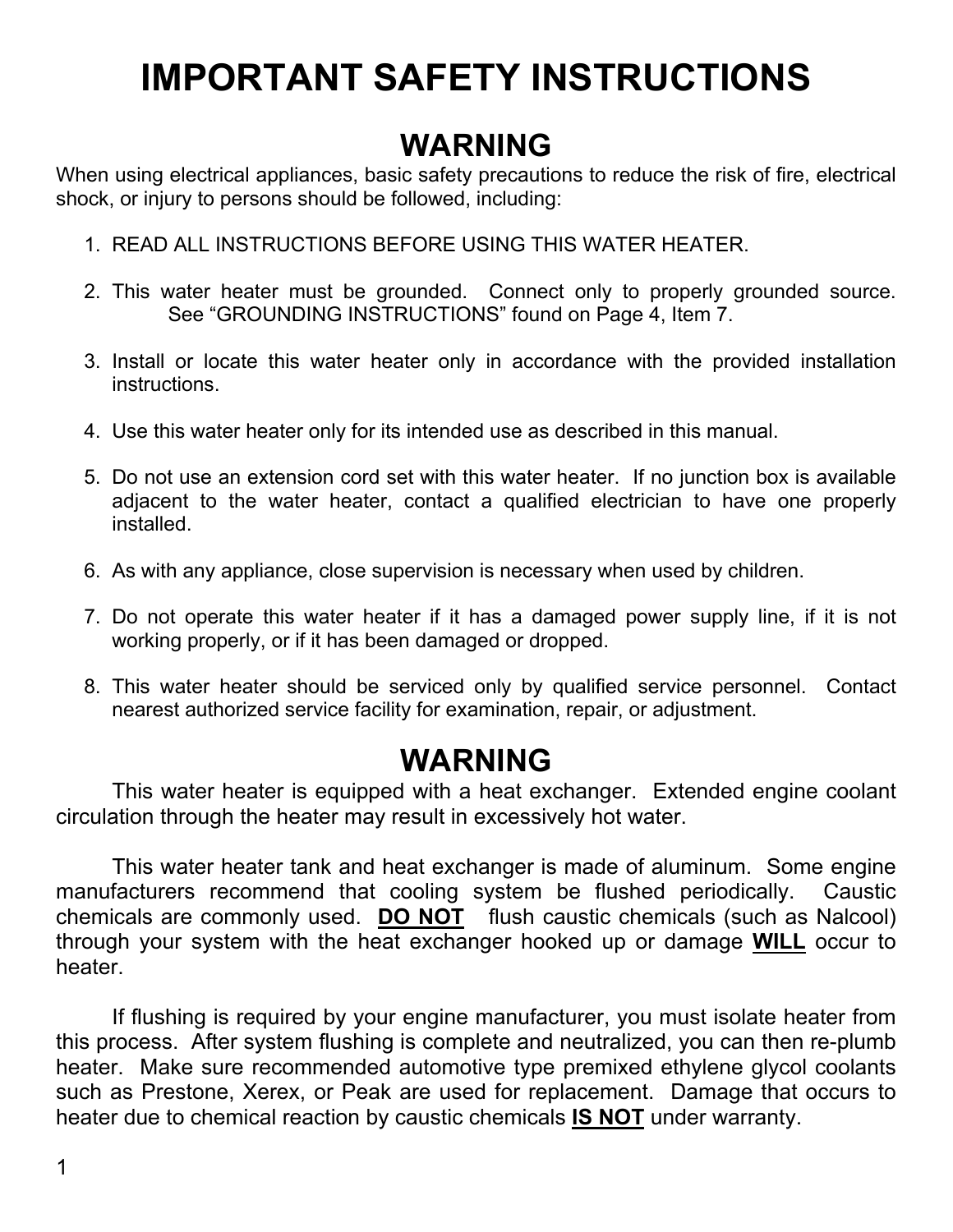# IMPORTANT SAFETY INSTRUCTIONS

## WARNING

When using electrical appliances, basic safety precautions to reduce the risk of fire, electrical shock, or injury to persons should be followed, including:

1. READ ALL INSTRUCTIONS BEFORE USING THIS WATER HEATER.

2. This water heater must be grounded. Connect only to properly grounded source. See "GROUNDING INSTRUCTIONS" found on Page 4, Item 7.

3. Install or locate this water heater only in accordance with the provided installation instructions.

4. Use this water heater only for its intended use as described in this manual.

5. Do not use an extension cord set with this water heater. If no junction box is available adjacent to the water heater, contact a qualified electrician to have one properly installed.

6. As with any appliance, close supervision is necessary when used by children.

7. Do not operate this water heater if it has a damaged power supply line, if it is not working properly, or if it has been damaged or dropped.

8. This water heater should be serviced only by qualified service personnel. Contact nearest authorized service facility for examination, repair, or adjustment.

## WARNING

This water heater is equipped with a heat exchanger. Extended engine coolant circulation through the heater may result in excessively hot water.

This water heater tank and heat exchanger is made of aluminum. Some engine manufacturers recommend that cooling system be flushed periodically. Caustic chemicals are commonly used. **DO NOT** flush caustic chemicals (such as Nalcool) through your system with the heat exchanger hooked up or damage **WILL** occur to heater.

If flushing is required by your engine manufacturer, you must isolate heater from this process. After system flushing is complete and neutralized, you can then re-plumb heater. Make sure recommended automotive type premixed ethylene glycol coolants such as Prestone, Xerex, or Peak are used for replacement. Damage that occurs to heater due to chemical reaction by caustic chemicals **IS NOT** under warranty.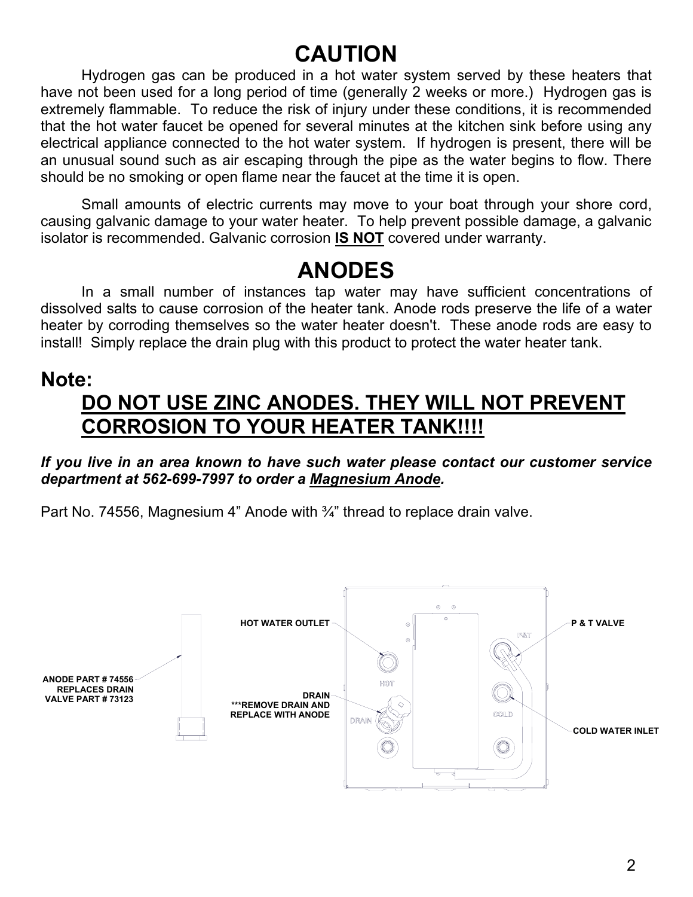# CAUTION

Hydrogen gas can be produced in a hot water system served by these heaters that have not been used for a long period of time (generally 2 weeks or more.) Hydrogen gas is extremely flammable. To reduce the risk of injury under these conditions, it is recommended that the hot water faucet be opened for several minutes at the kitchen sink before using any electrical appliance connected to the hot water system. If hydrogen is present, there will be an unusual sound such as air escaping through the pipe as the water begins to flow. There should be no smoking or open flame near the faucet at the time it is open.

Small amounts of electric currents may move to your boat through your shore cord, causing galvanic damage to your water heater. To help prevent possible damage, a galvanic isolator is recommended. Galvanic corrosion **IS NOT** covered under warranty.

# ANODES

In a small number of instances tap water may have sufficient concentrations of dissolved salts to cause corrosion of the heater tank. Anode rods preserve the life of a water heater by corroding themselves so the water heater doesn't. These anode rods are easy to install! Simply replace the drain plug with this product to protect the water heater tank.

## Note:

## DO NOT USE ZINC ANODES. THEY WILL NOT PREVENT CORROSION TO YOUR HEATER TANK!!!!

***If you live in an area known to have such water please contact our customer service department at 562-699-7997 to order a Magnesium Anode.***

Part No. 74556, Magnesium 4” Anode with ¾” thread to replace drain valve.

ANODE PART # 74556 REPLACES DRAIN VALVE PART # 73123

HOT WATER OUTLET

DRAIN ***REMOVE DRAIN AND REPLACE WITH ANODE

P & T VALVE

COLD WATER INLET

HOT

DRAIN

P&T

COLD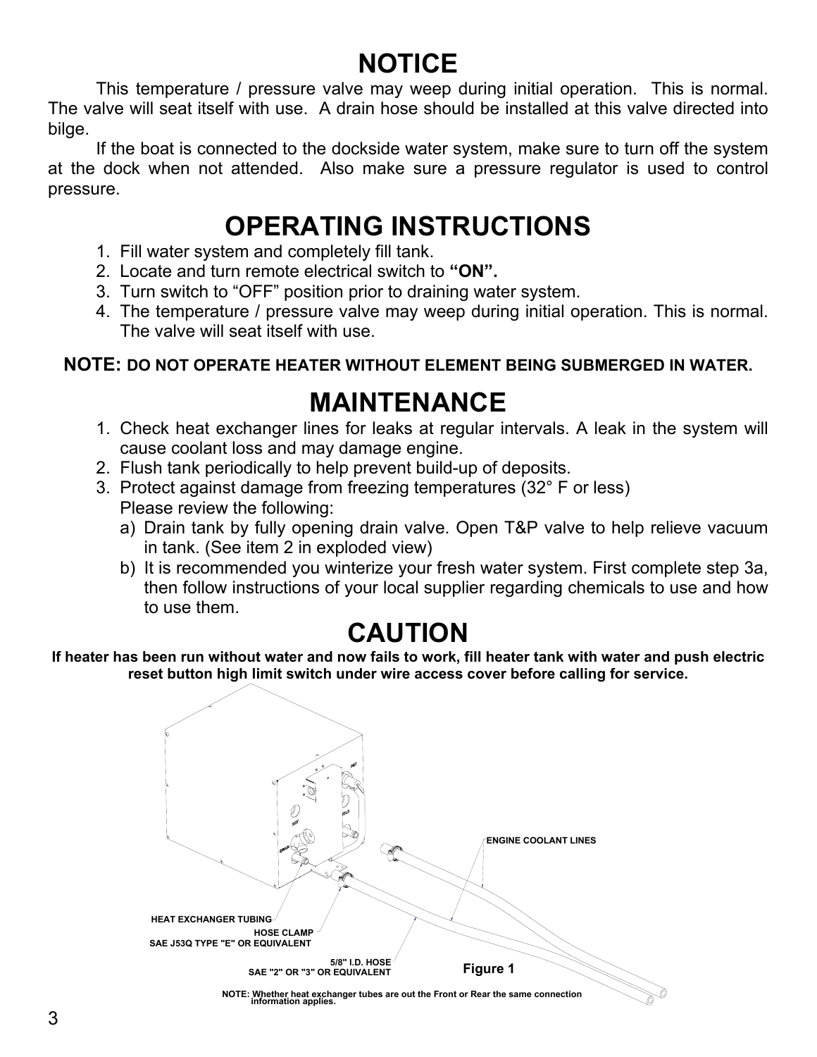## NOTICE

This temperature / pressure valve may weep during initial operation. This is normal. The valve will seat itself with use. A drain hose should be installed at this valve directed into bilge.

If the boat is connected to the dockside water system, make sure to turn off the system at the dock when not attended. Also make sure a pressure regulator is used to control pressure.

## OPERATING INSTRUCTIONS

1. Fill water system and completely fill tank.
2. Locate and turn remote electrical switch to **"ON".**
3. Turn switch to "OFF" position prior to draining water system.
4. The temperature / pressure valve may weep during initial operation. This is normal. The valve will seat itself with use.

**NOTE: DO NOT OPERATE HEATER WITHOUT ELEMENT BEING SUBMERGED IN WATER.**

## MAINTENANCE

1. Check heat exchanger lines for leaks at regular intervals. A leak in the system will cause coolant loss and may damage engine.
2. Flush tank periodically to help prevent build-up of deposits.
3. Protect against damage from freezing temperatures (32° F or less)
   Please review the following:
   a) Drain tank by fully opening drain valve. Open T&P valve to help relieve vacuum in tank. (See item 2 in exploded view)
   b) It is recommended you winterize your fresh water system. First complete step 3a, then follow instructions of your local supplier regarding chemicals to use and how to use them.

## CAUTION

**If heater has been run without water and now fails to work, fill heater tank with water and push electric reset button high limit switch under wire access cover before calling for service.**

ENGINE COOLANT LINES

HEAT EXCHANGER TUBING

HOSE CLAMP
SAE J53Q TYPE "E" OR EQUIVALENT

5/8" I.D. HOSE
SAE "2" OR "3" OR EQUIVALENT

Figure 1

NOTE: Whether heat exchanger tubes are out the Front or Rear the same connection information applies.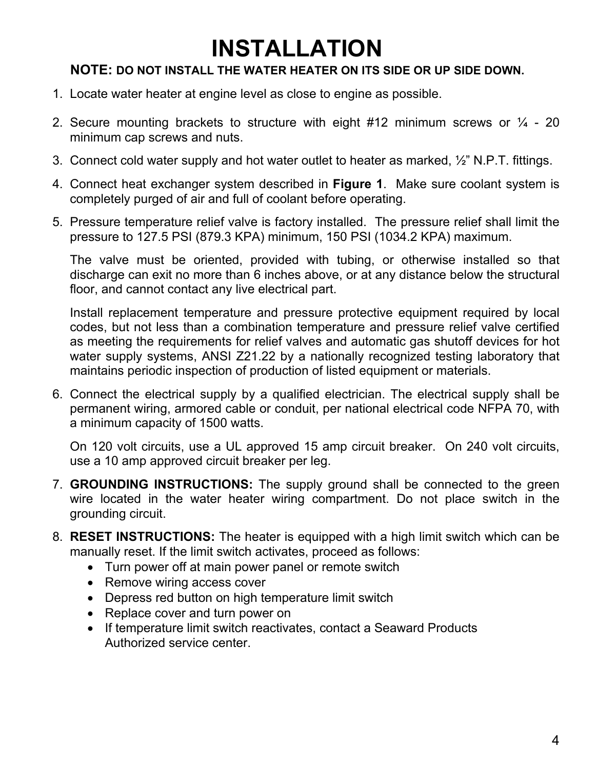# INSTALLATION

**NOTE: DO NOT INSTALL THE WATER HEATER ON ITS SIDE OR UP SIDE DOWN.**

1. Locate water heater at engine level as close to engine as possible.

2. Secure mounting brackets to structure with eight #12 minimum screws or ¼ - 20 minimum cap screws and nuts.

3. Connect cold water supply and hot water outlet to heater as marked, ½" N.P.T. fittings.

4. Connect heat exchanger system described in **Figure 1**. Make sure coolant system is completely purged of air and full of coolant before operating.

5. Pressure temperature relief valve is factory installed. The pressure relief shall limit the pressure to 127.5 PSI (879.3 KPA) minimum, 150 PSI (1034.2 KPA) maximum.

   The valve must be oriented, provided with tubing, or otherwise installed so that discharge can exit no more than 6 inches above, or at any distance below the structural floor, and cannot contact any live electrical part.

   Install replacement temperature and pressure protective equipment required by local codes, but not less than a combination temperature and pressure relief valve certified as meeting the requirements for relief valves and automatic gas shutoff devices for hot water supply systems, ANSI Z21.22 by a nationally recognized testing laboratory that maintains periodic inspection of production of listed equipment or materials.

6. Connect the electrical supply by a qualified electrician. The electrical supply shall be permanent wiring, armored cable or conduit, per national electrical code NFPA 70, with a minimum capacity of 1500 watts.

   On 120 volt circuits, use a UL approved 15 amp circuit breaker. On 240 volt circuits, use a 10 amp approved circuit breaker per leg.

7. **GROUNDING INSTRUCTIONS:** The supply ground shall be connected to the green wire located in the water heater wiring compartment. Do not place switch in the grounding circuit.

8. **RESET INSTRUCTIONS:** The heater is equipped with a high limit switch which can be manually reset. If the limit switch activates, proceed as follows:
   - Turn power off at main power panel or remote switch
   - Remove wiring access cover
   - Depress red button on high temperature limit switch
   - Replace cover and turn power on
   - If temperature limit switch reactivates, contact a Seaward Products Authorized service center.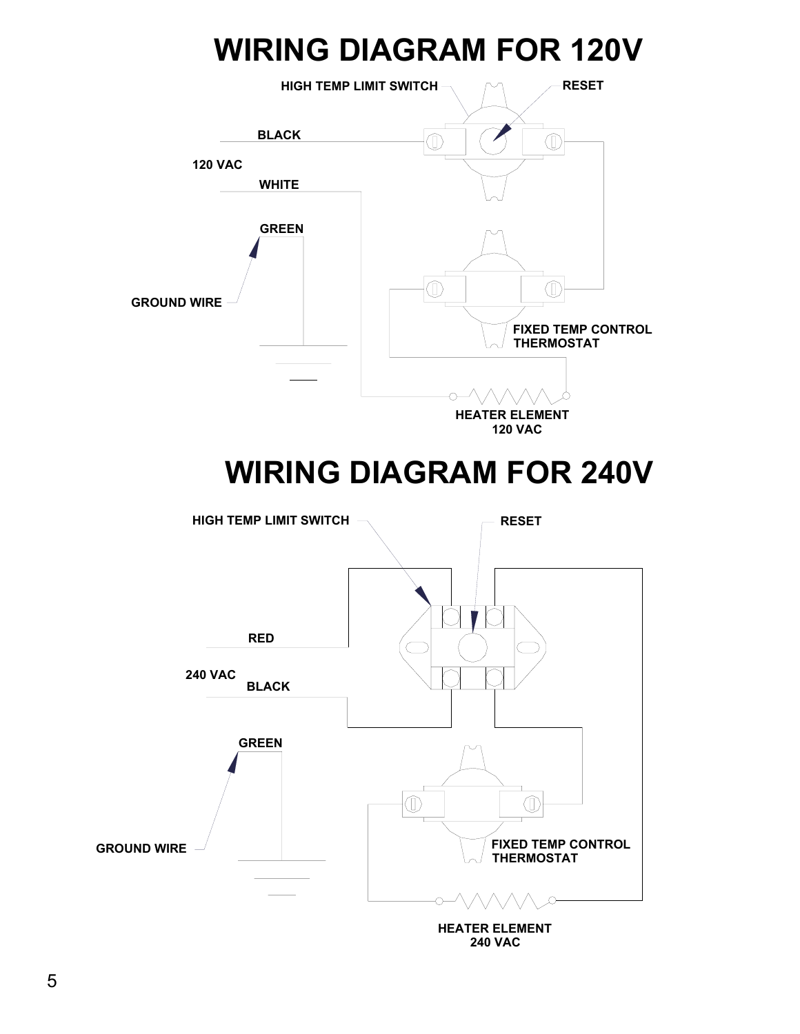# WIRING DIAGRAM FOR 120V

HIGH TEMP LIMIT SWITCH

RESET

BLACK

120 VAC

WHITE

GREEN

GROUND WIRE

FIXED TEMP CONTROL THERMOSTAT

HEATER ELEMENT 120 VAC

# WIRING DIAGRAM FOR 240V

HIGH TEMP LIMIT SWITCH

RESET

RED

240 VAC

BLACK

GREEN

GROUND WIRE

FIXED TEMP CONTROL THERMOSTAT

HEATER ELEMENT 240 VAC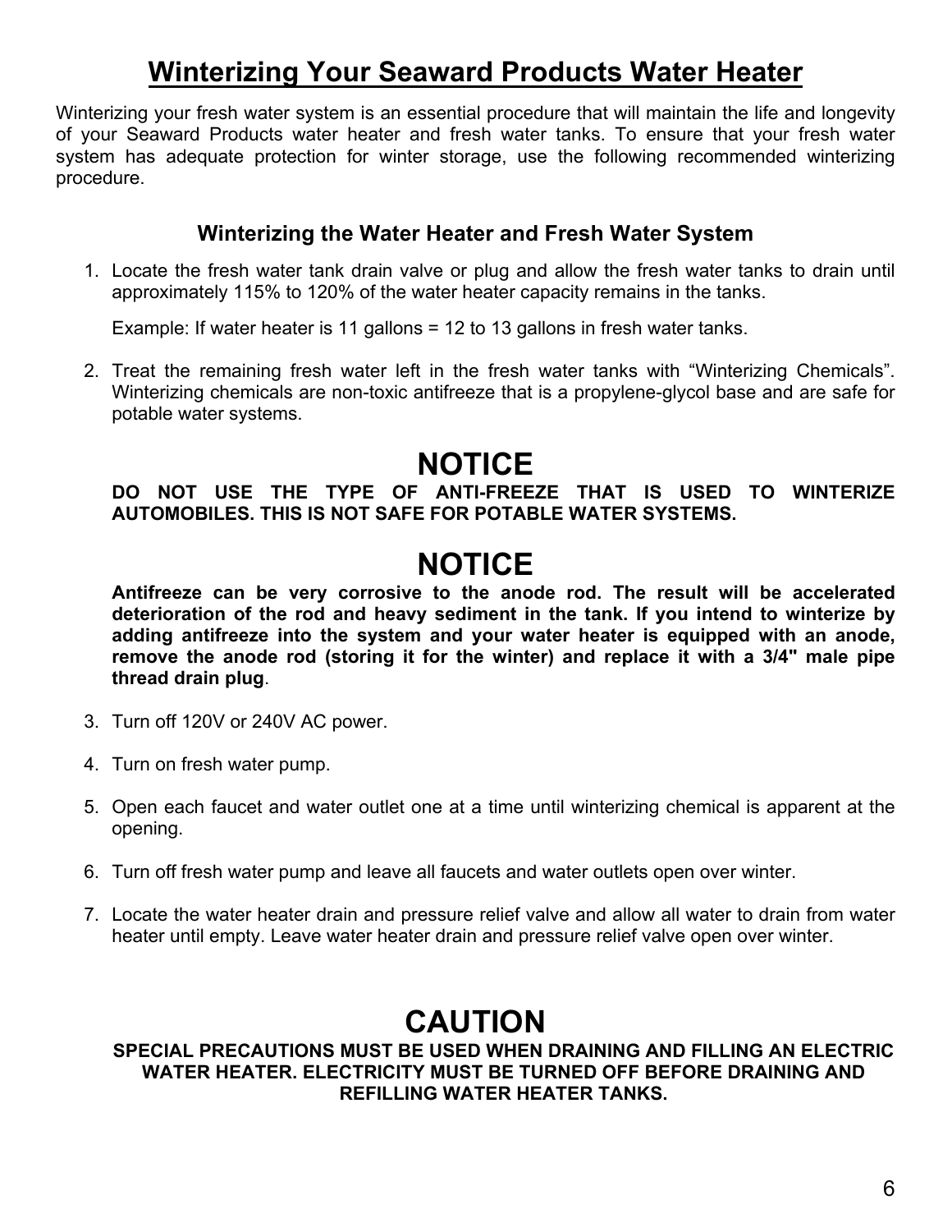# Winterizing Your Seaward Products Water Heater

Winterizing your fresh water system is an essential procedure that will maintain the life and longevity of your Seaward Products water heater and fresh water tanks. To ensure that your fresh water system has adequate protection for winter storage, use the following recommended winterizing procedure.

### Winterizing the Water Heater and Fresh Water System

1. Locate the fresh water tank drain valve or plug and allow the fresh water tanks to drain until approximately 115% to 120% of the water heater capacity remains in the tanks.

   Example: If water heater is 11 gallons = 12 to 13 gallons in fresh water tanks.

2. Treat the remaining fresh water left in the fresh water tanks with "Winterizing Chemicals". Winterizing chemicals are non-toxic antifreeze that is a propylene-glycol base and are safe for potable water systems.

## NOTICE

**DO NOT USE THE TYPE OF ANTI-FREEZE THAT IS USED TO WINTERIZE AUTOMOBILES. THIS IS NOT SAFE FOR POTABLE WATER SYSTEMS.**

## NOTICE

**Antifreeze can be very corrosive to the anode rod. The result will be accelerated deterioration of the rod and heavy sediment in the tank. If you intend to winterize by adding antifreeze into the system and your water heater is equipped with an anode, remove the anode rod (storing it for the winter) and replace it with a 3/4" male pipe thread drain plug**.

3. Turn off 120V or 240V AC power.

4. Turn on fresh water pump.

5. Open each faucet and water outlet one at a time until winterizing chemical is apparent at the opening.

6. Turn off fresh water pump and leave all faucets and water outlets open over winter.

7. Locate the water heater drain and pressure relief valve and allow all water to drain from water heater until empty. Leave water heater drain and pressure relief valve open over winter.

## CAUTION

**SPECIAL PRECAUTIONS MUST BE USED WHEN DRAINING AND FILLING AN ELECTRIC WATER HEATER. ELECTRICITY MUST BE TURNED OFF BEFORE DRAINING AND REFILLING WATER HEATER TANKS.**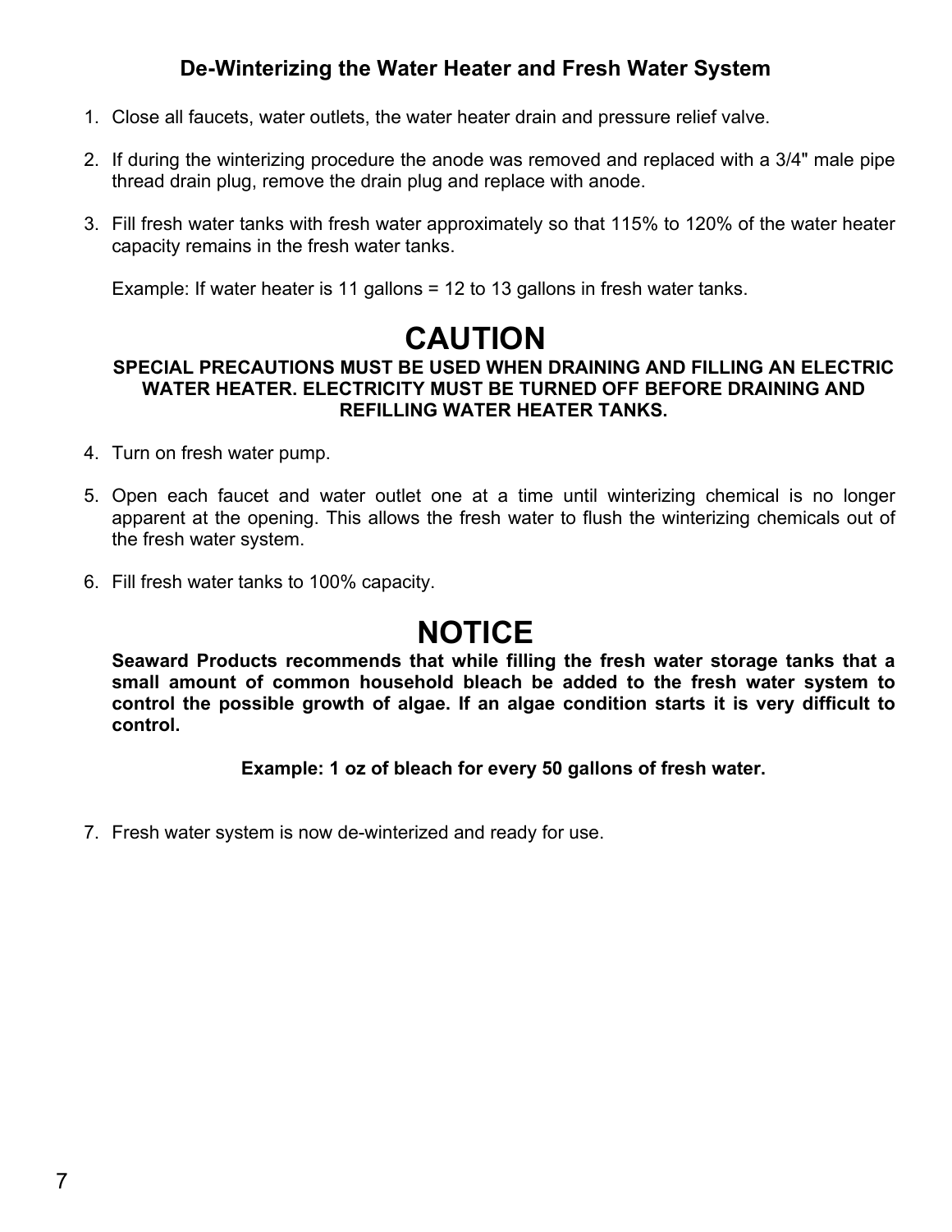## De-Winterizing the Water Heater and Fresh Water System

1. Close all faucets, water outlets, the water heater drain and pressure relief valve.

2. If during the winterizing procedure the anode was removed and replaced with a 3/4" male pipe thread drain plug, remove the drain plug and replace with anode.

3. Fill fresh water tanks with fresh water approximately so that 115% to 120% of the water heater capacity remains in the fresh water tanks.

   Example: If water heater is 11 gallons = 12 to 13 gallons in fresh water tanks.

# CAUTION

**SPECIAL PRECAUTIONS MUST BE USED WHEN DRAINING AND FILLING AN ELECTRIC WATER HEATER. ELECTRICITY MUST BE TURNED OFF BEFORE DRAINING AND REFILLING WATER HEATER TANKS.**

4. Turn on fresh water pump.

5. Open each faucet and water outlet one at a time until winterizing chemical is no longer apparent at the opening. This allows the fresh water to flush the winterizing chemicals out of the fresh water system.

6. Fill fresh water tanks to 100% capacity.

# NOTICE

**Seaward Products recommends that while filling the fresh water storage tanks that a small amount of common household bleach be added to the fresh water system to control the possible growth of algae. If an algae condition starts it is very difficult to control.**

**Example: 1 oz of bleach for every 50 gallons of fresh water.**

7. Fresh water system is now de-winterized and ready for use.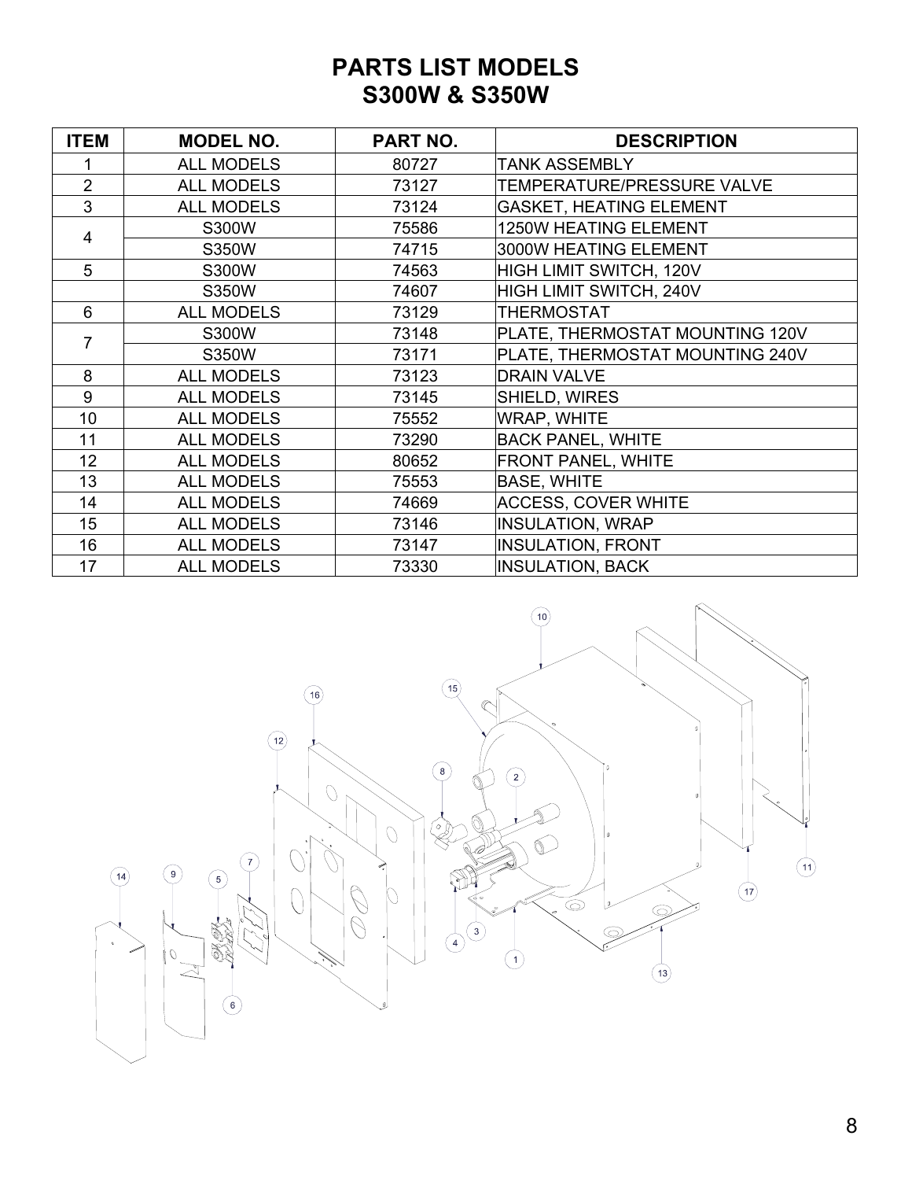# PARTS LIST MODELS S300W & S350W

| ITEM | MODEL NO. | PART NO. | DESCRIPTION |
|---|---|---|---|
| 1 | ALL MODELS | 80727 | TANK ASSEMBLY |
| 2 | ALL MODELS | 73127 | TEMPERATURE/PRESSURE VALVE |
| 3 | ALL MODELS | 73124 | GASKET, HEATING ELEMENT |
| 4 | S300W | 75586 | 1250W HEATING ELEMENT |
| | S350W | 74715 | 3000W HEATING ELEMENT |
| 5 | S300W | 74563 | HIGH LIMIT SWITCH, 120V |
| | S350W | 74607 | HIGH LIMIT SWITCH, 240V |
| 6 | ALL MODELS | 73129 | THERMOSTAT |
| 7 | S300W | 73148 | PLATE, THERMOSTAT MOUNTING 120V |
| | S350W | 73171 | PLATE, THERMOSTAT MOUNTING 240V |
| 8 | ALL MODELS | 73123 | DRAIN VALVE |
| 9 | ALL MODELS | 73145 | SHIELD, WIRES |
| 10 | ALL MODELS | 75552 | WRAP, WHITE |
| 11 | ALL MODELS | 73290 | BACK PANEL, WHITE |
| 12 | ALL MODELS | 80652 | FRONT PANEL, WHITE |
| 13 | ALL MODELS | 75553 | BASE, WHITE |
| 14 | ALL MODELS | 74669 | ACCESS, COVER WHITE |
| 15 | ALL MODELS | 73146 | INSULATION, WRAP |
| 16 | ALL MODELS | 73147 | INSULATION, FRONT |
| 17 | ALL MODELS | 73330 | INSULATION, BACK |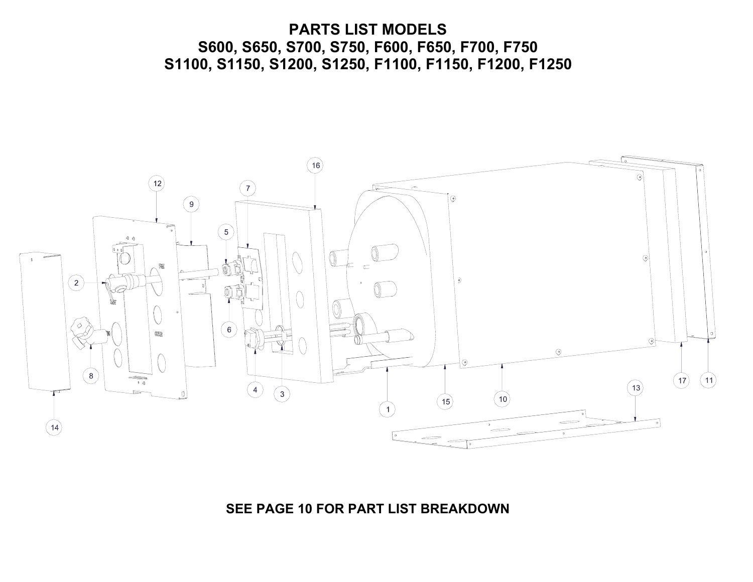# PARTS LIST MODELS
## S600, S650, S700, S750, F600, F650, F700, F750
## S1100, S1150, S1200, S1250, F1100, F1150, F1200, F1250

**SEE PAGE 10 FOR PART LIST BREAKDOWN**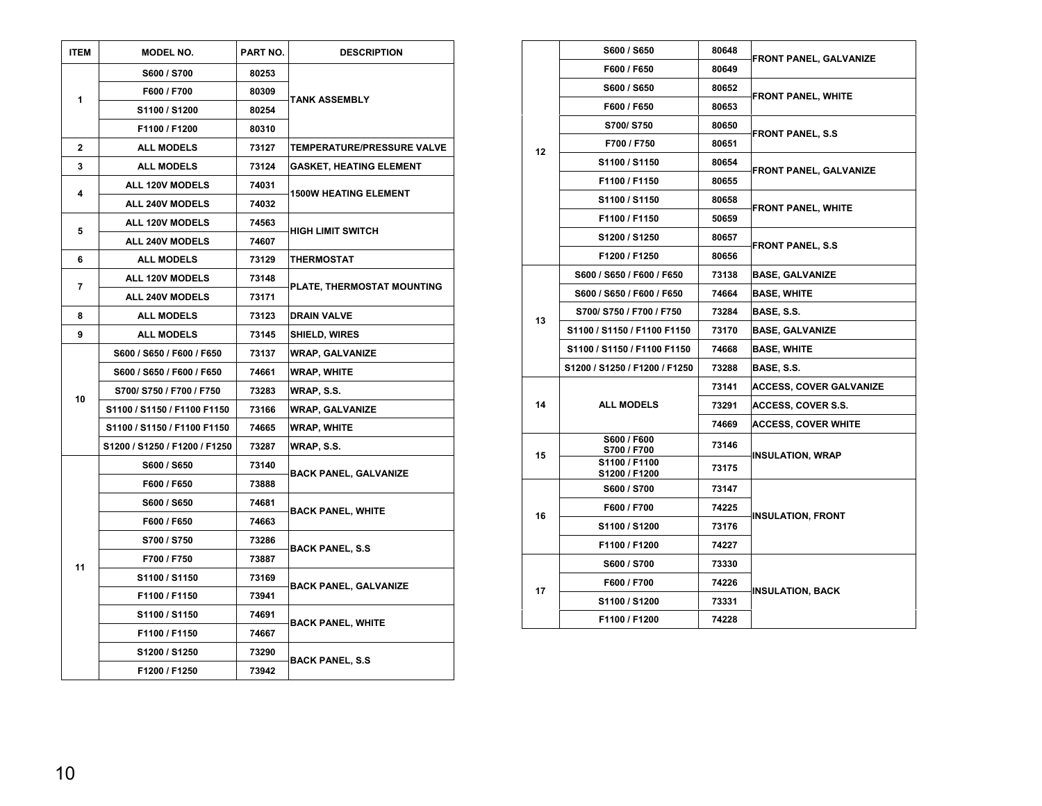| ITEM | MODEL NO. | PART NO. | DESCRIPTION |
|---|---|---|---|
| 1 | S600 / S700 | 80253 | TANK ASSEMBLY |
| | F600 / F700 | 80309 | |
| | S1100 / S1200 | 80254 | |
| | F1100 / F1200 | 80310 | |
| 2 | ALL MODELS | 73127 | TEMPERATURE/PRESSURE VALVE |
| 3 | ALL MODELS | 73124 | GASKET, HEATING ELEMENT |
| 4 | ALL 120V MODELS | 74031 | 1500W HEATING ELEMENT |
| | ALL 240V MODELS | 74032 | |
| 5 | ALL 120V MODELS | 74563 | HIGH LIMIT SWITCH |
| | ALL 240V MODELS | 74607 | |
| 6 | ALL MODELS | 73129 | THERMOSTAT |
| 7 | ALL 120V MODELS | 73148 | PLATE, THERMOSTAT MOUNTING |
| | ALL 240V MODELS | 73171 | |
| 8 | ALL MODELS | 73123 | DRAIN VALVE |
| 9 | ALL MODELS | 73145 | SHIELD, WIRES |
| 10 | S600 / S650 / F600 / F650 | 73137 | WRAP, GALVANIZE |
| | S600 / S650 / F600 / F650 | 74661 | WRAP, WHITE |
| | S700/ S750 / F700 / F750 | 73283 | WRAP, S.S. |
| | S1100 / S1150 / F1100 F1150 | 73166 | WRAP, GALVANIZE |
| | S1100 / S1150 / F1100 F1150 | 74665 | WRAP, WHITE |
| | S1200 / S1250 / F1200 / F1250 | 73287 | WRAP, S.S. |
| 11 | S600 / S650 | 73140 | BACK PANEL, GALVANIZE |
| | F600 / F650 | 73888 | |
| | S600 / S650 | 74681 | BACK PANEL, WHITE |
| | F600 / F650 | 74663 | |
| | S700 / S750 | 73286 | BACK PANEL, S.S |
| | F700 / F750 | 73887 | |
| | S1100 / S1150 | 73169 | BACK PANEL, GALVANIZE |
| | F1100 / F1150 | 73941 | |
| | S1100 / S1150 | 74691 | BACK PANEL, WHITE |
| | F1100 / F1150 | 74667 | |
| | S1200 / S1250 | 73290 | BACK PANEL, S.S |
| | F1200 / F1250 | 73942 | |
| 12 | S600 / S650 | 80648 | FRONT PANEL, GALVANIZE |
| | F600 / F650 | 80649 | |
| | S600 / S650 | 80652 | FRONT PANEL, WHITE |
| | F600 / F650 | 80653 | |
| | S700/ S750 | 80650 | FRONT PANEL, S.S |
| | F700 / F750 | 80651 | |
| | S1100 / S1150 | 80654 | FRONT PANEL, GALVANIZE |
| | F1100 / F1150 | 80655 | |
| | S1100 / S1150 | 80658 | FRONT PANEL, WHITE |
| | F1100 / F1150 | 50659 | |
| | S1200 / S1250 | 80657 | FRONT PANEL, S.S |
| | F1200 / F1250 | 80656 | |
| 13 | S600 / S650 / F600 / F650 | 73138 | BASE, GALVANIZE |
| | S600 / S650 / F600 / F650 | 74664 | BASE, WHITE |
| | S700/ S750 / F700 / F750 | 73284 | BASE, S.S. |
| | S1100 / S1150 / F1100 F1150 | 73170 | BASE, GALVANIZE |
| | S1100 / S1150 / F1100 F1150 | 74668 | BASE, WHITE |
| | S1200 / S1250 / F1200 / F1250 | 73288 | BASE, S.S. |
| 14 | ALL MODELS | 73141 | ACCESS, COVER GALVANIZE |
| | | 73291 | ACCESS, COVER S.S. |
| | | 74669 | ACCESS, COVER WHITE |
| 15 | S600 / F600 S700 / F700 | 73146 | INSULATION, WRAP |
| | S1100 / F1100 S1200 / F1200 | 73175 | |
| 16 | S600 / S700 | 73147 | INSULATION, FRONT |
| | F600 / F700 | 74225 | |
| | S1100 / S1200 | 73176 | |
| | F1100 / F1200 | 74227 | |
| 17 | S600 / S700 | 73330 | INSULATION, BACK |
| | F600 / F700 | 74226 | |
| | S1100 / S1200 | 73331 | |
| | F1100 / F1200 | 74228 | |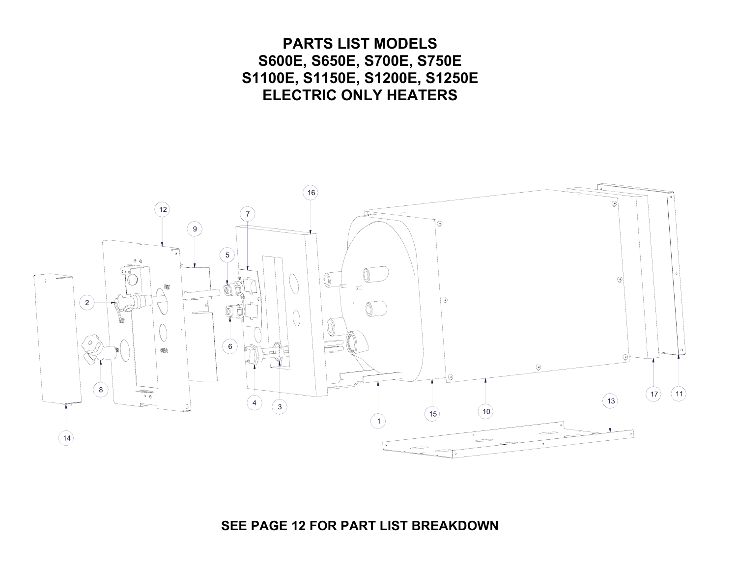# PARTS LIST MODELS S600E, S650E, S700E, S750E S1100E, S1150E, S1200E, S1250E ELECTRIC ONLY HEATERS

SEE PAGE 12 FOR PART LIST BREAKDOWN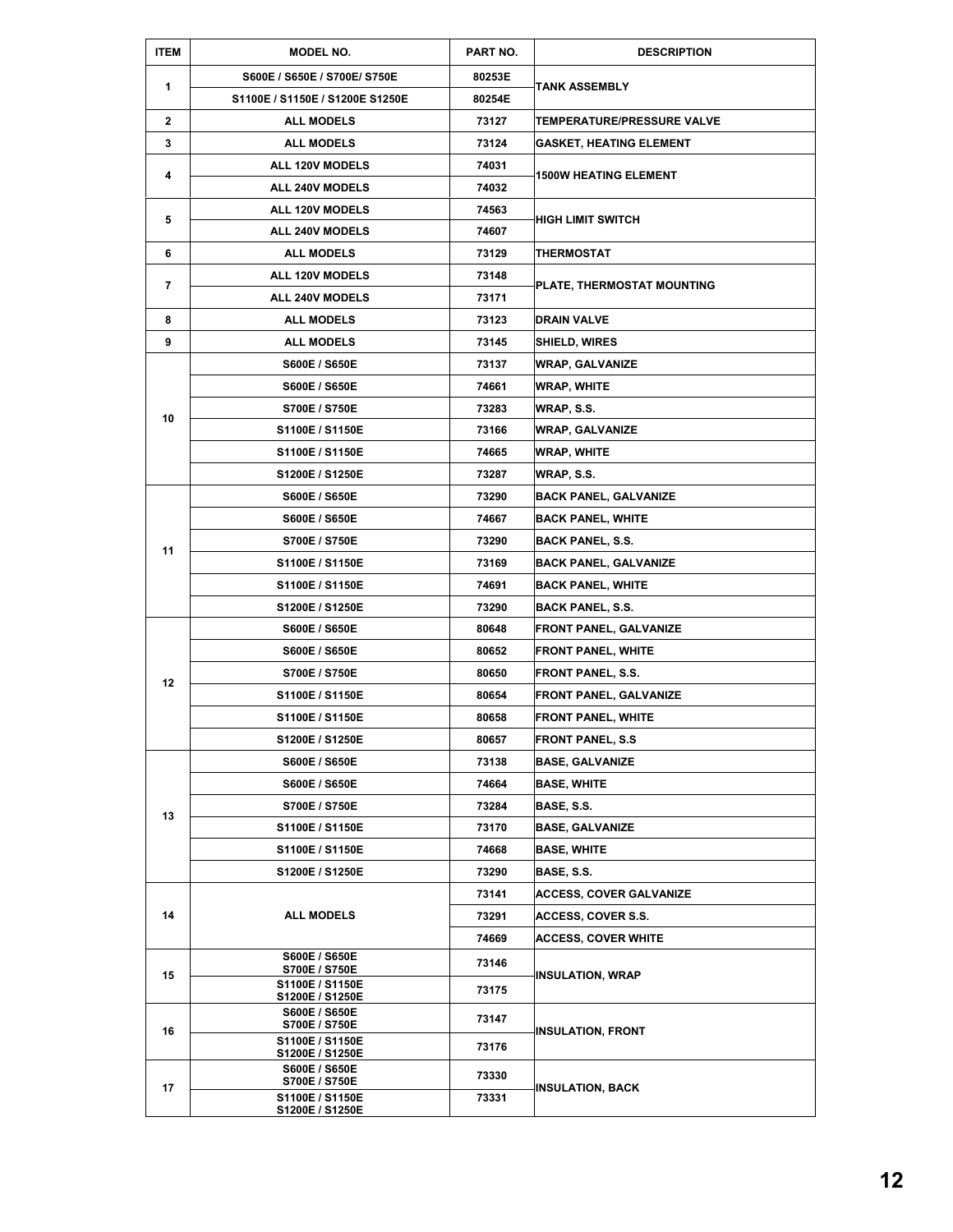| ITEM | MODEL NO. | PART NO. | DESCRIPTION |
|---|---|---|---|
| 1 | S600E / S650E / S700E/ S750E | 80253E | TANK ASSEMBLY |
| | S1100E / S1150E / S1200E S1250E | 80254E | |
| 2 | ALL MODELS | 73127 | TEMPERATURE/PRESSURE VALVE |
| 3 | ALL MODELS | 73124 | GASKET, HEATING ELEMENT |
| 4 | ALL 120V MODELS | 74031 | 1500W HEATING ELEMENT |
| | ALL 240V MODELS | 74032 | |
| 5 | ALL 120V MODELS | 74563 | HIGH LIMIT SWITCH |
| | ALL 240V MODELS | 74607 | |
| 6 | ALL MODELS | 73129 | THERMOSTAT |
| 7 | ALL 120V MODELS | 73148 | PLATE, THERMOSTAT MOUNTING |
| | ALL 240V MODELS | 73171 | |
| 8 | ALL MODELS | 73123 | DRAIN VALVE |
| 9 | ALL MODELS | 73145 | SHIELD, WIRES |
| 10 | S600E / S650E | 73137 | WRAP, GALVANIZE |
| | S600E / S650E | 74661 | WRAP, WHITE |
| | S700E / S750E | 73283 | WRAP, S.S. |
| | S1100E / S1150E | 73166 | WRAP, GALVANIZE |
| | S1100E / S1150E | 74665 | WRAP, WHITE |
| | S1200E / S1250E | 73287 | WRAP, S.S. |
| 11 | S600E / S650E | 73290 | BACK PANEL, GALVANIZE |
| | S600E / S650E | 74667 | BACK PANEL, WHITE |
| | S700E / S750E | 73290 | BACK PANEL, S.S. |
| | S1100E / S1150E | 73169 | BACK PANEL, GALVANIZE |
| | S1100E / S1150E | 74691 | BACK PANEL, WHITE |
| | S1200E / S1250E | 73290 | BACK PANEL, S.S. |
| 12 | S600E / S650E | 80648 | FRONT PANEL, GALVANIZE |
| | S600E / S650E | 80652 | FRONT PANEL, WHITE |
| | S700E / S750E | 80650 | FRONT PANEL, S.S. |
| | S1100E / S1150E | 80654 | FRONT PANEL, GALVANIZE |
| | S1100E / S1150E | 80658 | FRONT PANEL, WHITE |
| | S1200E / S1250E | 80657 | FRONT PANEL, S.S |
| 13 | S600E / S650E | 73138 | BASE, GALVANIZE |
| | S600E / S650E | 74664 | BASE, WHITE |
| | S700E / S750E | 73284 | BASE, S.S. |
| | S1100E / S1150E | 73170 | BASE, GALVANIZE |
| | S1100E / S1150E | 74668 | BASE, WHITE |
| | S1200E / S1250E | 73290 | BASE, S.S. |
| 14 | ALL MODELS | 73141 | ACCESS, COVER GALVANIZE |
| | | 73291 | ACCESS, COVER S.S. |
| | | 74669 | ACCESS, COVER WHITE |
| 15 | S600E / S650E S700E / S750E | 73146 | INSULATION, WRAP |
| | S1100E / S1150E S1200E / S1250E | 73175 | |
| 16 | S600E / S650E S700E / S750E | 73147 | INSULATION, FRONT |
| | S1100E / S1150E S1200E / S1250E | 73176 | |
| 17 | S600E / S650E S700E / S750E | 73330 | INSULATION, BACK |
| | S1100E / S1150E S1200E / S1250E | 73331 | |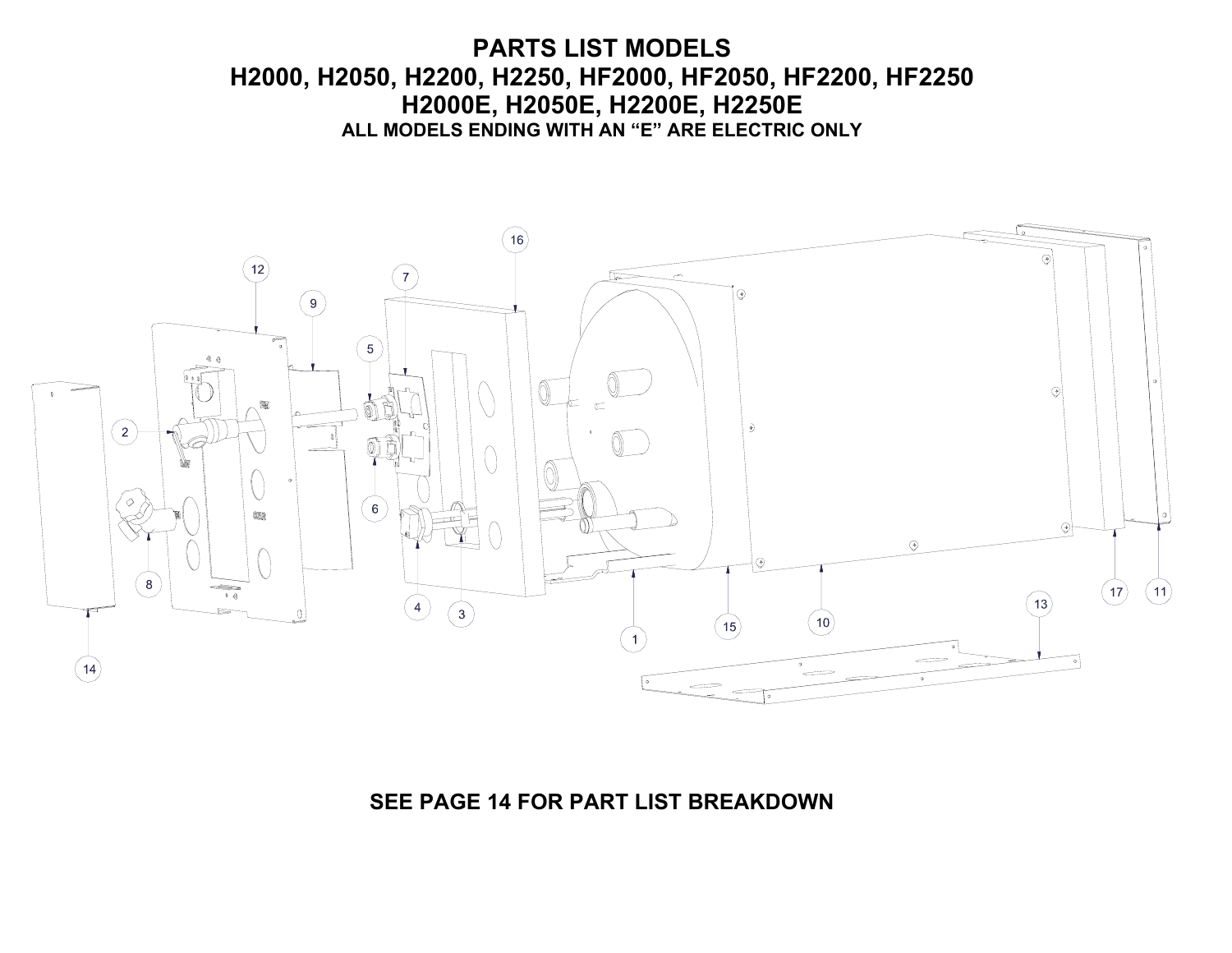# PARTS LIST MODELS
# H2000, H2050, H2200, H2250, HF2000, HF2050, HF2200, HF2250
# H2000E, H2050E, H2200E, H2250E

**ALL MODELS ENDING WITH AN "E" ARE ELECTRIC ONLY**

**SEE PAGE 14 FOR PART LIST BREAKDOWN**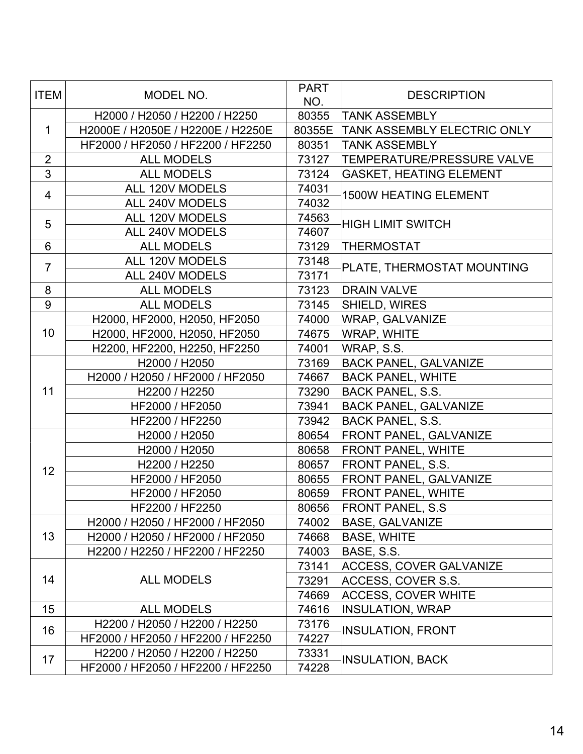| ITEM | MODEL NO. | PART NO. | DESCRIPTION |
|---|---|---|---|
| 1 | H2000 / H2050 / H2200 / H2250 | 80355 | TANK ASSEMBLY |
| | H2000E / H2050E / H2200E / H2250E | 80355E | TANK ASSEMBLY ELECTRIC ONLY |
| | HF2000 / HF2050 / HF2200 / HF2250 | 80351 | TANK ASSEMBLY |
| 2 | ALL MODELS | 73127 | TEMPERATURE/PRESSURE VALVE |
| 3 | ALL MODELS | 73124 | GASKET, HEATING ELEMENT |
| 4 | ALL 120V MODELS | 74031 | 1500W HEATING ELEMENT |
| | ALL 240V MODELS | 74032 | |
| 5 | ALL 120V MODELS | 74563 | HIGH LIMIT SWITCH |
| | ALL 240V MODELS | 74607 | |
| 6 | ALL MODELS | 73129 | THERMOSTAT |
| 7 | ALL 120V MODELS | 73148 | PLATE, THERMOSTAT MOUNTING |
| | ALL 240V MODELS | 73171 | |
| 8 | ALL MODELS | 73123 | DRAIN VALVE |
| 9 | ALL MODELS | 73145 | SHIELD, WIRES |
| 10 | H2000, HF2000, H2050, HF2050 | 74000 | WRAP, GALVANIZE |
| | H2000, HF2000, H2050, HF2050 | 74675 | WRAP, WHITE |
| | H2200, HF2200, H2250, HF2250 | 74001 | WRAP, S.S. |
| 11 | H2000 / H2050 | 73169 | BACK PANEL, GALVANIZE |
| | H2000 / H2050 / HF2000 / HF2050 | 74667 | BACK PANEL, WHITE |
| | H2200 / H2250 | 73290 | BACK PANEL, S.S. |
| | HF2000 / HF2050 | 73941 | BACK PANEL, GALVANIZE |
| | HF2200 / HF2250 | 73942 | BACK PANEL, S.S. |
| 12 | H2000 / H2050 | 80654 | FRONT PANEL, GALVANIZE |
| | H2000 / H2050 | 80658 | FRONT PANEL, WHITE |
| | H2200 / H2250 | 80657 | FRONT PANEL, S.S. |
| | HF2000 / HF2050 | 80655 | FRONT PANEL, GALVANIZE |
| | HF2000 / HF2050 | 80659 | FRONT PANEL, WHITE |
| | HF2200 / HF2250 | 80656 | FRONT PANEL, S.S |
| 13 | H2000 / H2050 / HF2000 / HF2050 | 74002 | BASE, GALVANIZE |
| | H2000 / H2050 / HF2000 / HF2050 | 74668 | BASE, WHITE |
| | H2200 / H2250 / HF2200 / HF2250 | 74003 | BASE, S.S. |
| 14 | ALL MODELS | 73141 | ACCESS, COVER GALVANIZE |
| | | 73291 | ACCESS, COVER S.S. |
| | | 74669 | ACCESS, COVER WHITE |
| 15 | ALL MODELS | 74616 | INSULATION, WRAP |
| 16 | H2200 / H2050 / H2200 / H2250 | 73176 | INSULATION, FRONT |
| | HF2000 / HF2050 / HF2200 / HF2250 | 74227 | |
| 17 | H2200 / H2050 / H2200 / H2250 | 73331 | INSULATION, BACK |
| | HF2000 / HF2050 / HF2200 / HF2250 | 74228 | |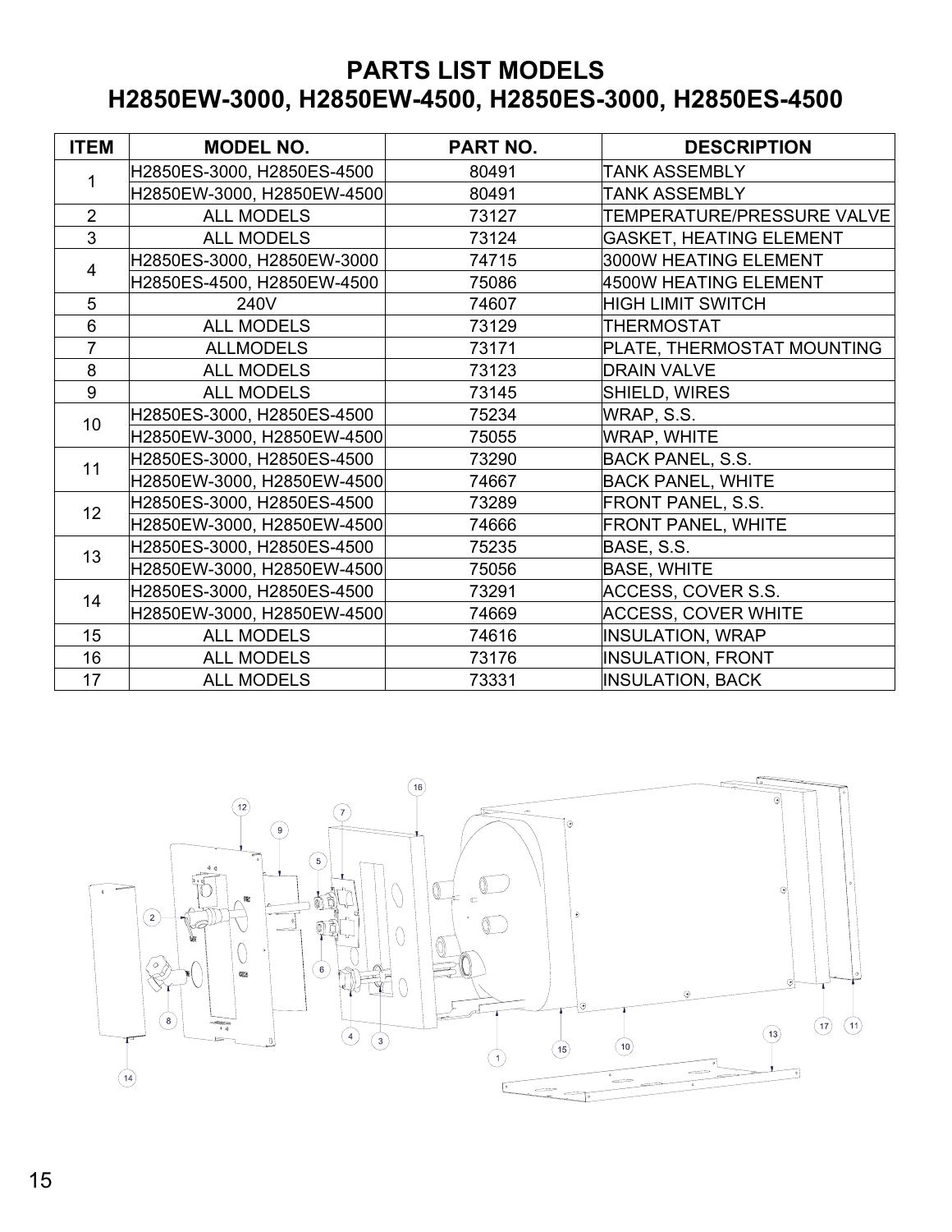# PARTS LIST MODELS
# H2850EW-3000, H2850EW-4500, H2850ES-3000, H2850ES-4500

| ITEM | MODEL NO. | PART NO. | DESCRIPTION |
|---|---|---|---|
| 1 | H2850ES-3000, H2850ES-4500 | 80491 | TANK ASSEMBLY |
| | H2850EW-3000, H2850EW-4500 | 80491 | TANK ASSEMBLY |
| 2 | ALL MODELS | 73127 | TEMPERATURE/PRESSURE VALVE |
| 3 | ALL MODELS | 73124 | GASKET, HEATING ELEMENT |
| 4 | H2850ES-3000, H2850EW-3000 | 74715 | 3000W HEATING ELEMENT |
| | H2850ES-4500, H2850EW-4500 | 75086 | 4500W HEATING ELEMENT |
| 5 | 240V | 74607 | HIGH LIMIT SWITCH |
| 6 | ALL MODELS | 73129 | THERMOSTAT |
| 7 | ALLMODELS | 73171 | PLATE, THERMOSTAT MOUNTING |
| 8 | ALL MODELS | 73123 | DRAIN VALVE |
| 9 | ALL MODELS | 73145 | SHIELD, WIRES |
| 10 | H2850ES-3000, H2850ES-4500 | 75234 | WRAP, S.S. |
| | H2850EW-3000, H2850EW-4500 | 75055 | WRAP, WHITE |
| 11 | H2850ES-3000, H2850ES-4500 | 73290 | BACK PANEL, S.S. |
| | H2850EW-3000, H2850EW-4500 | 74667 | BACK PANEL, WHITE |
| 12 | H2850ES-3000, H2850ES-4500 | 73289 | FRONT PANEL, S.S. |
| | H2850EW-3000, H2850EW-4500 | 74666 | FRONT PANEL, WHITE |
| 13 | H2850ES-3000, H2850ES-4500 | 75235 | BASE, S.S. |
| | H2850EW-3000, H2850EW-4500 | 75056 | BASE, WHITE |
| 14 | H2850ES-3000, H2850ES-4500 | 73291 | ACCESS, COVER S.S. |
| | H2850EW-3000, H2850EW-4500 | 74669 | ACCESS, COVER WHITE |
| 15 | ALL MODELS | 74616 | INSULATION, WRAP |
| 16 | ALL MODELS | 73176 | INSULATION, FRONT |
| 17 | ALL MODELS | 73331 | INSULATION, BACK |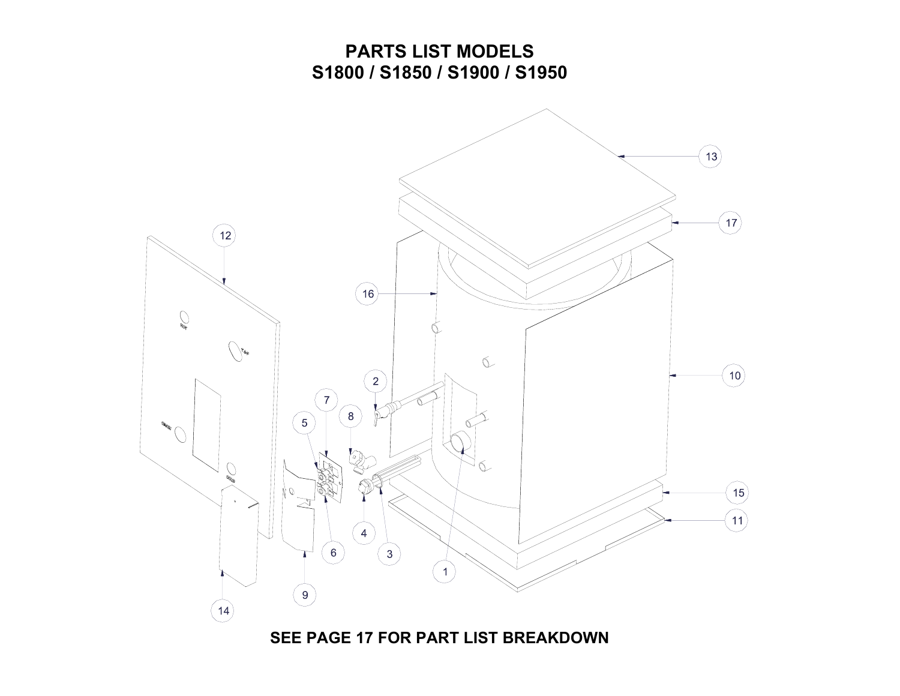# PARTS LIST MODELS
# S1800 / S1850 / S1900 / S1950

13

17

12

16

10

2

7

8

5

15

11

4

6

3

1

9

14

**SEE PAGE 17 FOR PART LIST BREAKDOWN**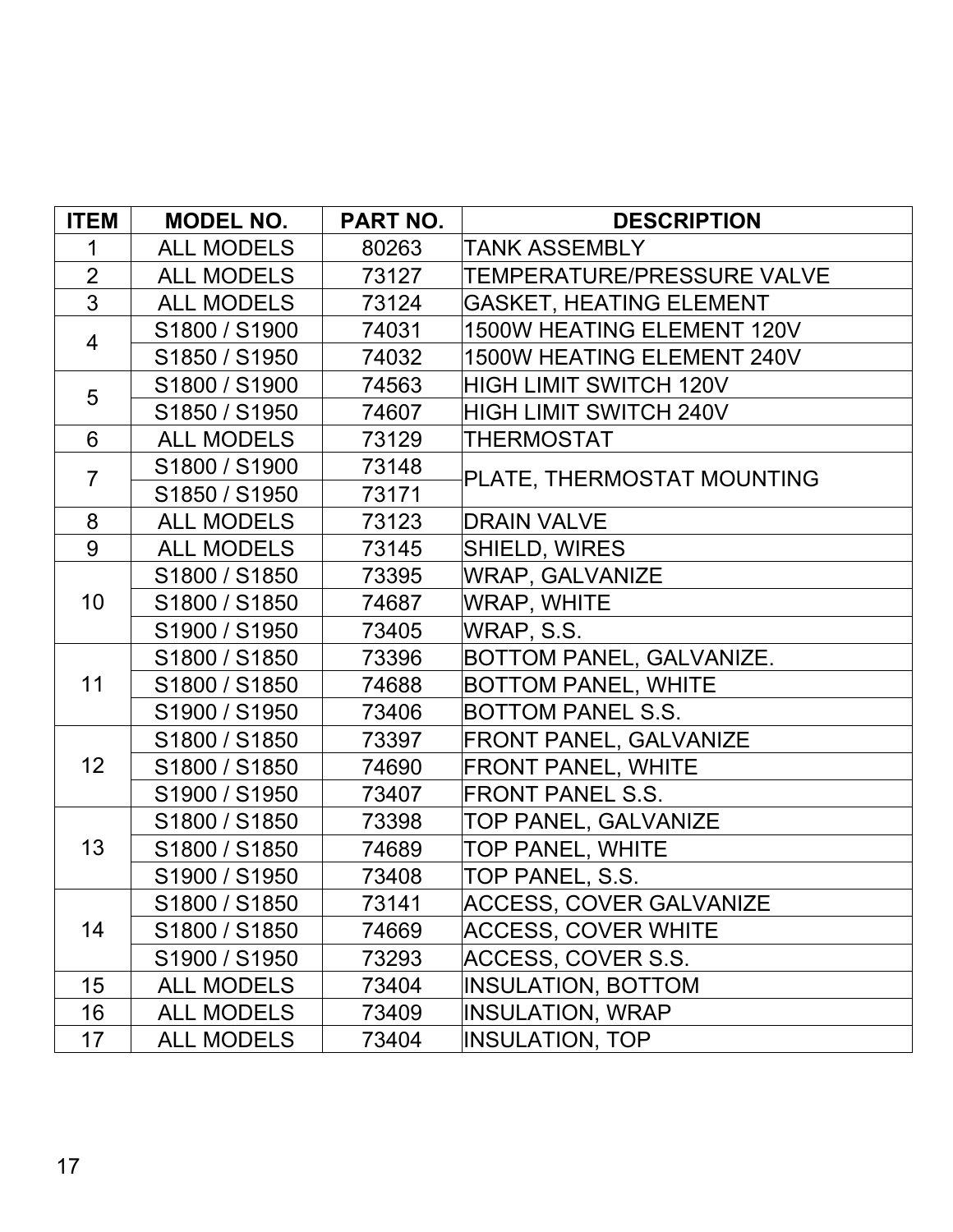| ITEM | MODEL NO. | PART NO. | DESCRIPTION |
|---|---|---|---|
| 1 | ALL MODELS | 80263 | TANK ASSEMBLY |
| 2 | ALL MODELS | 73127 | TEMPERATURE/PRESSURE VALVE |
| 3 | ALL MODELS | 73124 | GASKET, HEATING ELEMENT |
| 4 | S1800 / S1900 | 74031 | 1500W HEATING ELEMENT 120V |
| | S1850 / S1950 | 74032 | 1500W HEATING ELEMENT 240V |
| 5 | S1800 / S1900 | 74563 | HIGH LIMIT SWITCH 120V |
| | S1850 / S1950 | 74607 | HIGH LIMIT SWITCH 240V |
| 6 | ALL MODELS | 73129 | THERMOSTAT |
| 7 | S1800 / S1900 | 73148 | PLATE, THERMOSTAT MOUNTING |
| | S1850 / S1950 | 73171 | |
| 8 | ALL MODELS | 73123 | DRAIN VALVE |
| 9 | ALL MODELS | 73145 | SHIELD, WIRES |
| 10 | S1800 / S1850 | 73395 | WRAP, GALVANIZE |
| | S1800 / S1850 | 74687 | WRAP, WHITE |
| | S1900 / S1950 | 73405 | WRAP, S.S. |
| 11 | S1800 / S1850 | 73396 | BOTTOM PANEL, GALVANIZE. |
| | S1800 / S1850 | 74688 | BOTTOM PANEL, WHITE |
| | S1900 / S1950 | 73406 | BOTTOM PANEL S.S. |
| 12 | S1800 / S1850 | 73397 | FRONT PANEL, GALVANIZE |
| | S1800 / S1850 | 74690 | FRONT PANEL, WHITE |
| | S1900 / S1950 | 73407 | FRONT PANEL S.S. |
| 13 | S1800 / S1850 | 73398 | TOP PANEL, GALVANIZE |
| | S1800 / S1850 | 74689 | TOP PANEL, WHITE |
| | S1900 / S1950 | 73408 | TOP PANEL, S.S. |
| 14 | S1800 / S1850 | 73141 | ACCESS, COVER GALVANIZE |
| | S1800 / S1850 | 74669 | ACCESS, COVER WHITE |
| | S1900 / S1950 | 73293 | ACCESS, COVER S.S. |
| 15 | ALL MODELS | 73404 | INSULATION, BOTTOM |
| 16 | ALL MODELS | 73409 | INSULATION, WRAP |
| 17 | ALL MODELS | 73404 | INSULATION, TOP |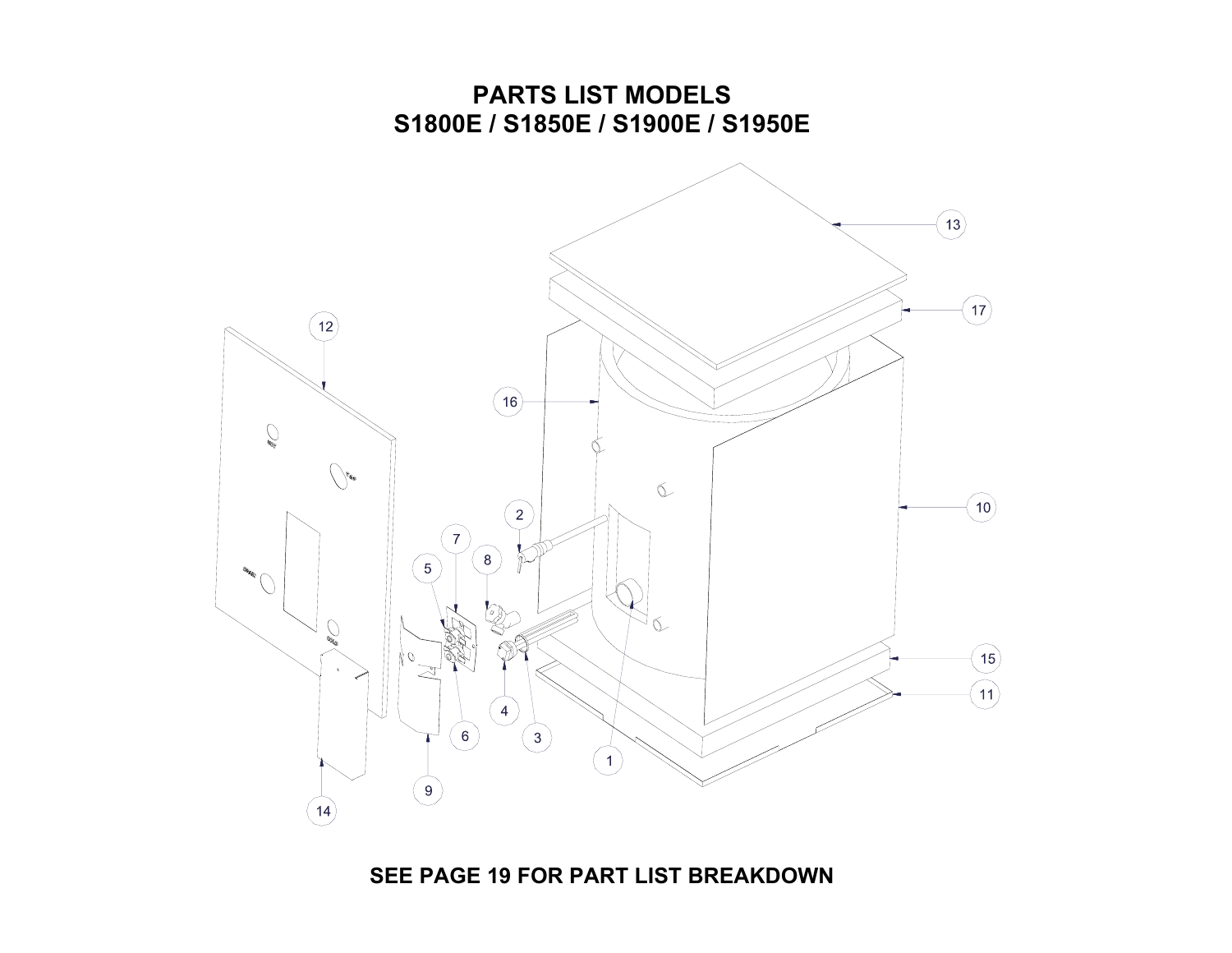# PARTS LIST MODELS
# S1800E / S1850E / S1900E / S1950E

SEE PAGE 19 FOR PART LIST BREAKDOWN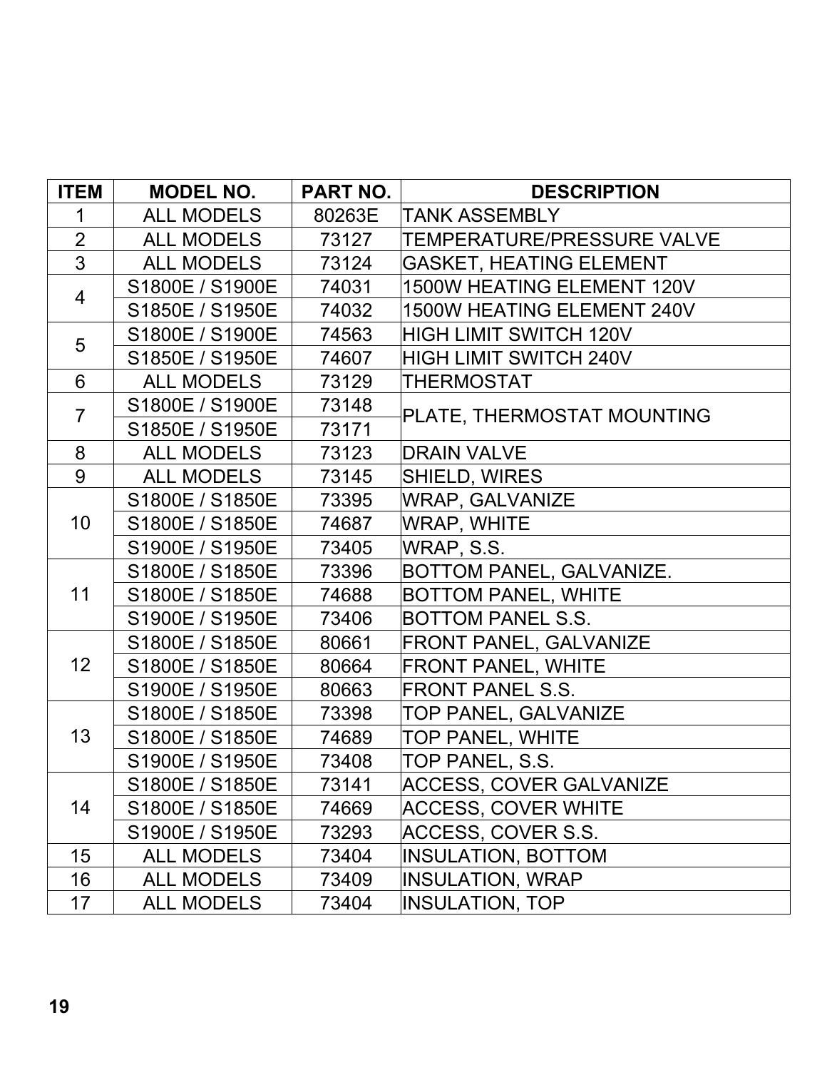| ITEM | MODEL NO. | PART NO. | DESCRIPTION |
| --- | --- | --- | --- |
| 1 | ALL MODELS | 80263E | TANK ASSEMBLY |
| 2 | ALL MODELS | 73127 | TEMPERATURE/PRESSURE VALVE |
| 3 | ALL MODELS | 73124 | GASKET, HEATING ELEMENT |
| 4 | S1800E / S1900E | 74031 | 1500W HEATING ELEMENT 120V |
| | S1850E / S1950E | 74032 | 1500W HEATING ELEMENT 240V |
| 5 | S1800E / S1900E | 74563 | HIGH LIMIT SWITCH 120V |
| | S1850E / S1950E | 74607 | HIGH LIMIT SWITCH 240V |
| 6 | ALL MODELS | 73129 | THERMOSTAT |
| 7 | S1800E / S1900E | 73148 | PLATE, THERMOSTAT MOUNTING |
| | S1850E / S1950E | 73171 | |
| 8 | ALL MODELS | 73123 | DRAIN VALVE |
| 9 | ALL MODELS | 73145 | SHIELD, WIRES |
| 10 | S1800E / S1850E | 73395 | WRAP, GALVANIZE |
| | S1800E / S1850E | 74687 | WRAP, WHITE |
| | S1900E / S1950E | 73405 | WRAP, S.S. |
| 11 | S1800E / S1850E | 73396 | BOTTOM PANEL, GALVANIZE. |
| | S1800E / S1850E | 74688 | BOTTOM PANEL, WHITE |
| | S1900E / S1950E | 73406 | BOTTOM PANEL S.S. |
| 12 | S1800E / S1850E | 80661 | FRONT PANEL, GALVANIZE |
| | S1800E / S1850E | 80664 | FRONT PANEL, WHITE |
| | S1900E / S1950E | 80663 | FRONT PANEL S.S. |
| 13 | S1800E / S1850E | 73398 | TOP PANEL, GALVANIZE |
| | S1800E / S1850E | 74689 | TOP PANEL, WHITE |
| | S1900E / S1950E | 73408 | TOP PANEL, S.S. |
| 14 | S1800E / S1850E | 73141 | ACCESS, COVER GALVANIZE |
| | S1800E / S1850E | 74669 | ACCESS, COVER WHITE |
| | S1900E / S1950E | 73293 | ACCESS, COVER S.S. |
| 15 | ALL MODELS | 73404 | INSULATION, BOTTOM |
| 16 | ALL MODELS | 73409 | INSULATION, WRAP |
| 17 | ALL MODELS | 73404 | INSULATION, TOP |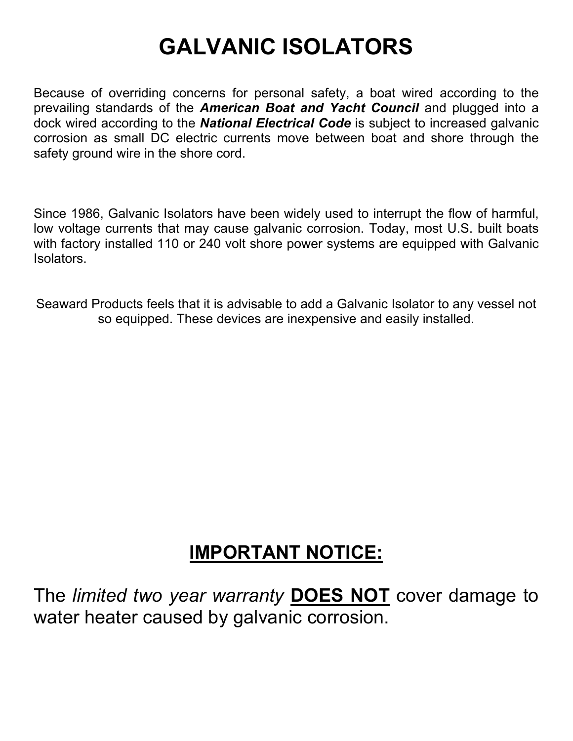# GALVANIC ISOLATORS

Because of overriding concerns for personal safety, a boat wired according to the prevailing standards of the ***American Boat and Yacht Council*** and plugged into a dock wired according to the ***National Electrical Code*** is subject to increased galvanic corrosion as small DC electric currents move between boat and shore through the safety ground wire in the shore cord.

Since 1986, Galvanic Isolators have been widely used to interrupt the flow of harmful, low voltage currents that may cause galvanic corrosion. Today, most U.S. built boats with factory installed 110 or 240 volt shore power systems are equipped with Galvanic Isolators.

Seaward Products feels that it is advisable to add a Galvanic Isolator to any vessel not so equipped. These devices are inexpensive and easily installed.

## <u>IMPORTANT NOTICE:</u>

The *limited two year warranty* **<u>DOES NOT</u>** cover damage to water heater caused by galvanic corrosion.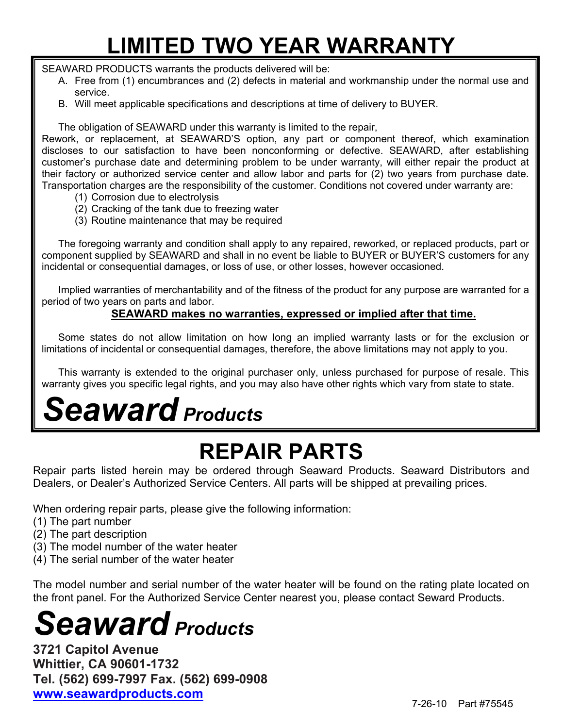# LIMITED TWO YEAR WARRANTY

SEAWARD PRODUCTS warrants the products delivered will be:

A. Free from (1) encumbrances and (2) defects in material and workmanship under the normal use and service.
B. Will meet applicable specifications and descriptions at time of delivery to BUYER.

The obligation of SEAWARD under this warranty is limited to the repair, Rework, or replacement, at SEAWARD'S option, any part or component thereof, which examination discloses to our satisfaction to have been nonconforming or defective. SEAWARD, after establishing customer's purchase date and determining problem to be under warranty, will either repair the product at their factory or authorized service center and allow labor and parts for (2) two years from purchase date. Transportation charges are the responsibility of the customer. Conditions not covered under warranty are:

(1) Corrosion due to electrolysis
(2) Cracking of the tank due to freezing water
(3) Routine maintenance that may be required

The foregoing warranty and condition shall apply to any repaired, reworked, or replaced products, part or component supplied by SEAWARD and shall in no event be liable to BUYER or BUYER'S customers for any incidental or consequential damages, or loss of use, or other losses, however occasioned.

Implied warranties of merchantability and of the fitness of the product for any purpose are warranted for a period of two years on parts and labor.

**SEAWARD makes no warranties, expressed or implied after that time.**

Some states do not allow limitation on how long an implied warranty lasts or for the exclusion or limitations of incidental or consequential damages, therefore, the above limitations may not apply to you.

This warranty is extended to the original purchaser only, unless purchased for purpose of resale. This warranty gives you specific legal rights, and you may also have other rights which vary from state to state.

***Seaward** Products*

# REPAIR PARTS

Repair parts listed herein may be ordered through Seaward Products. Seaward Distributors and Dealers, or Dealer's Authorized Service Centers. All parts will be shipped at prevailing prices.

When ordering repair parts, please give the following information:
(1) The part number
(2) The part description
(3) The model number of the water heater
(4) The serial number of the water heater

The model number and serial number of the water heater will be found on the rating plate located on the front panel. For the Authorized Service Center nearest you, please contact Seward Products.

***Seaward** Products*

**3721 Capitol Avenue**
**Whittier, CA 90601-1732**
**Tel. (562) 699-7997 Fax. (562) 699-0908**
**www.seawardproducts.com**

7-26-10 Part #75545